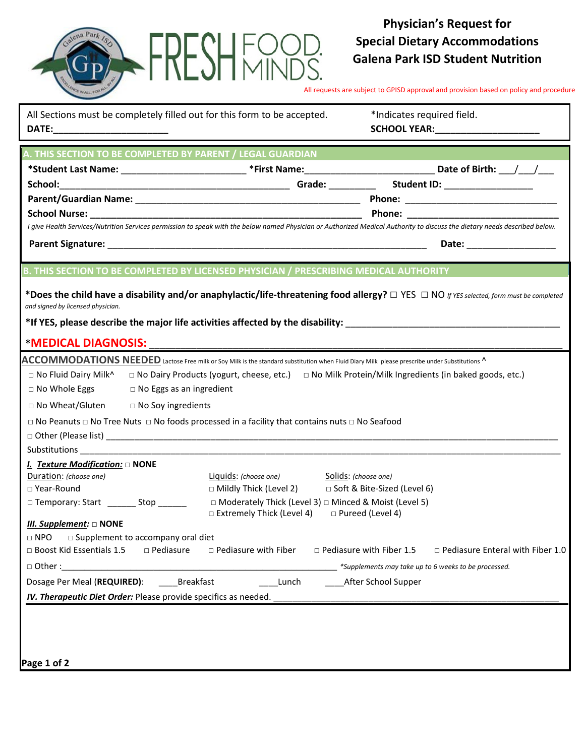# Physician's Request for Special Dietary Accommodations Galena Park ISD Student Nutrition

All requests are subject to GPISD approval and provision based on policy and procedure

All Sections must be completely filled out for this form to be accepted.

**DATE:**_______________________

*Indicates required field.

**SCHOOL YEAR:**____________________

## A. THIS SECTION TO BE COMPLETED BY PARENT / LEGAL GUARDIAN

***Student Last Name:** ________________________ ***First Name:**_________________________ **Date of Birth:** ___/___/___

**School:**_____________________________________________ **Grade:** _________ **Student ID:** _________________

**Parent/Guardian Name:** ___________________________________________ **Phone:** _____________________________

**School Nurse:** ______________________________________________________ **Phone:** _____________________________

*I give Health Services/Nutrition Services permission to speak with the below named Physician or Authorized Medical Authority to discuss the dietary needs described below.*

**Parent Signature:** ______________________________________________________________ **Date:** __________________

## B. THIS SECTION TO BE COMPLETED BY LICENSED PHYSICIAN / PRESCRIBING MEDICAL AUTHORITY

***Does the child have a disability and/or anaphylactic/life-threatening food allergy?** □ YES □ NO *If YES selected, form must be completed and signed by licensed physician.*

***If YES, please describe the major life activities affected by the disability:** ___________________________________________

***MEDICAL DIAGNOSIS:** ___________________________________________________________________________

**ACCOMMODATIONS NEEDED** Lactose Free milk or Soy Milk is the standard substitution when Fluid Diary Milk please prescribe under Substitutions ^

□ No Fluid Dairy Milk^ □ No Dairy Products (yogurt, cheese, etc.) □ No Milk Protein/Milk Ingredients (in baked goods, etc.)

□ No Whole Eggs □ No Eggs as an ingredient

□ No Wheat/Gluten □ No Soy ingredients

□ No Peanuts □ No Tree Nuts □ No foods processed in a facility that contains nuts □ No Seafood

□ Other (Please list) ___________________________________________________________________________________

Substitutions _________________________________________________________________________________________

***I. Texture Modification:*** □ **NONE**

Duration: *(choose one)*
□ Year-Round
□ Temporary: Start ______ Stop ______

Liquids: *(choose one)*
□ Mildly Thick (Level 2)
□ Moderately Thick (Level 3)
□ Extremely Thick (Level 4)

Solids: *(choose one)*
□ Soft & Bite-Sized (Level 6)
□ Minced & Moist (Level 5)
□ Pureed (Level 4)

***III. Supplement:*** □ **NONE**

□ NPO □ Supplement to accompany oral diet

□ Boost Kid Essentials 1.5 □ Pediasure □ Pediasure with Fiber □ Pediasure with Fiber 1.5 □ Pediasure Enteral with Fiber 1.0

□ Other :_____________________________________________________________ *\*Supplements may take up to 6 weeks to be processed.*

Dosage Per Meal (**REQUIRED**): ____Breakfast ____Lunch ____After School Supper

***IV. Therapeutic Diet Order:*** Please provide specifics as needed. _____________________________________________________________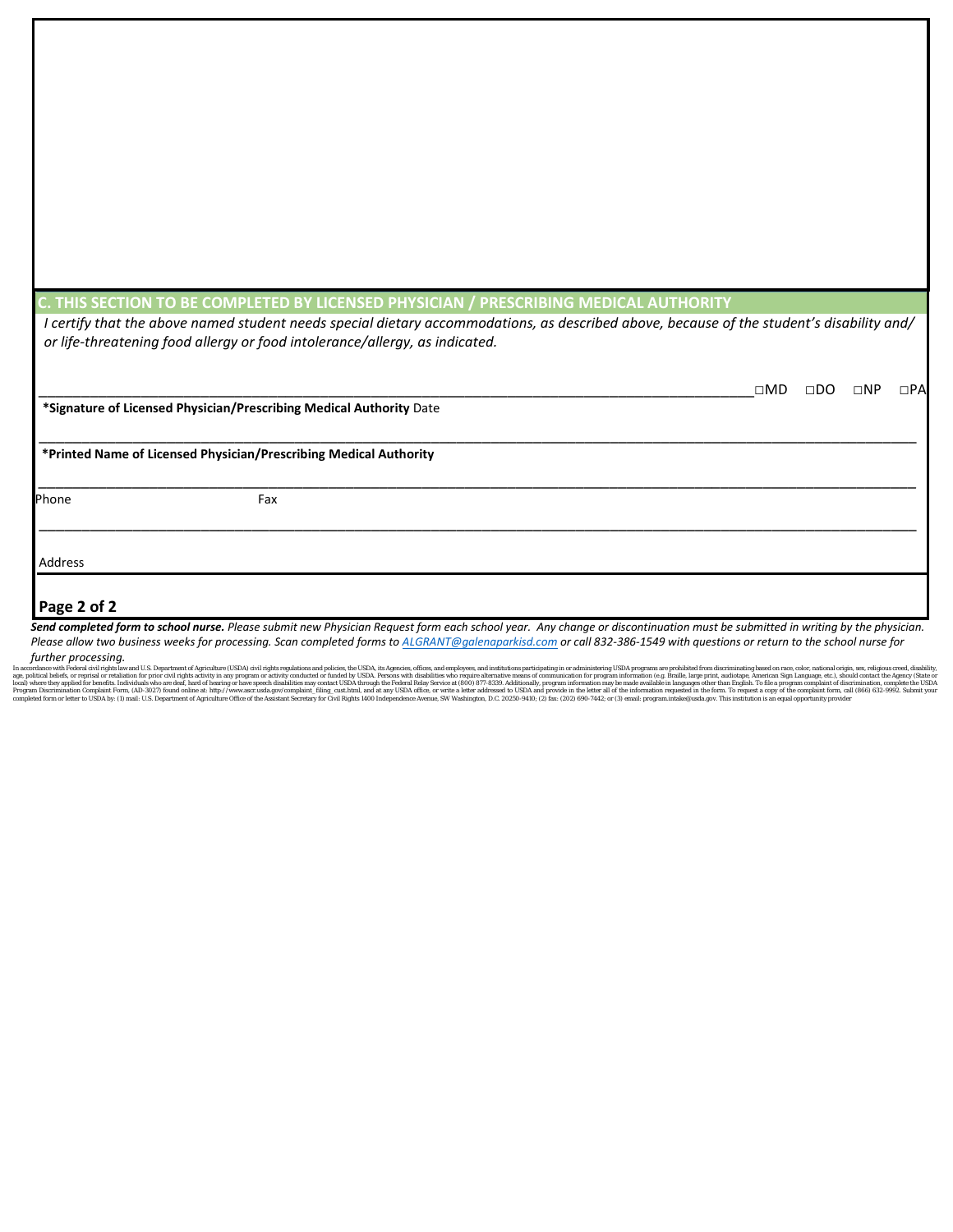## C. THIS SECTION TO BE COMPLETED BY LICENSED PHYSICIAN / PRESCRIBING MEDICAL AUTHORITY

*I certify that the above named student needs special dietary accommodations, as described above, because of the student's disability and/ or life-threatening food allergy or food intolerance/allergy, as indicated.*

______________________________________________________________________ □MD □DO □NP □PA

**\*Signature of Licensed Physician/Prescribing Medical Authority** Date

______________________________________________________________________

**\*Printed Name of Licensed Physician/Prescribing Medical Authority**

______________________________________________________________________

Phone Fax

______________________________________________________________________

Address

**Page 2 of 2**

***Send completed form to school nurse.*** *Please submit new Physician Request form each school year. Any change or discontinuation must be submitted in writing by the physician. Please allow two business weeks for processing. Scan completed forms to ALGRANT@galenaparkisd.com or call 832-386-1549 with questions or return to the school nurse for further processing.*

In accordance with Federal civil rights law and U.S. Department of Agriculture (USDA) civil rights regulations and policies, the USDA, its Agencies, offices, and employees, and institutions participating in or administering USDA programs are prohibited from discriminating based on race, color, national origin, sex, religious creed, disability, age, political beliefs, or reprisal or retaliation for prior civil rights activity in any program or activity conducted or funded by USDA. Persons with disabilities who require alternative means of communication for program information (e.g. Braille, large print, audiotape, American Sign Language, etc.), should contact the Agency (State or local) where they applied for benefits. Individuals who are deaf, hard of hearing or have speech disabilities may contact USDA through the Federal Relay Service at (800) 877-8339. Additionally, program information may be made available in languages other than English. To file a program complaint of discrimination, complete the USDA Program Discrimination Complaint Form, (AD-3027) found online at: http://www.ascr.usda.gov/complaint_filing_cust.html, and at any USDA office, or write a letter addressed to USDA and provide in the letter all of the information requested in the form. To request a copy of the complaint form, call (866) 632-9992. Submit your completed form or letter to USDA by: (1) mail: U.S. Department of Agriculture Office of the Assistant Secretary for Civil Rights 1400 Independence Avenue, SW Washington, D.C. 20250-9410; (2) fax: (202) 690-7442; or (3) email: program.intake@usda.gov. This institution is an equal opportunity provider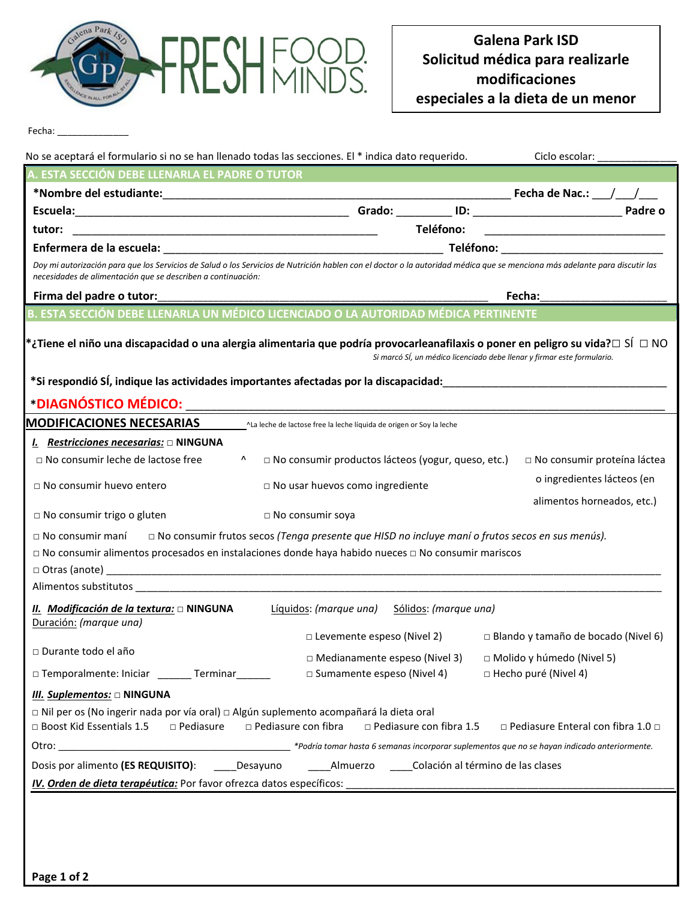# Galena Park ISD Solicitud médica para realizarle modificaciones especiales a la dieta de un menor

Fecha: ______________

No se aceptará el formulario si no se han llenado todas las secciones. El * indica dato requerido. Ciclo escolar: ______________

## A. ESTA SECCIÓN DEBE LLENARLA EL PADRE O TUTOR

**\*Nombre del estudiante:**_______________________________________________________ **Fecha de Nac.:** ___/___/___

**Escuela:**_____________________________________________ **Grado:** _________ **ID:** ________________________ **Padre o tutor:** ___________________________________________________ **Teléfono:** ______________________________

**Enfermera de la escuela:** ____________________________________________ **Teléfono:** __________________________

*Doy mi autorización para que los Servicios de Salud o los Servicios de Nutrición hablen con el doctor o la autoridad médica que se menciona más adelante para discutir las necesidades de alimentación que se describen a continuación:*

**Firma del padre o tutor:**_____________________________________________________ **Fecha:**____________________

## B. ESTA SECCIÓN DEBE LLENARLA UN MÉDICO LICENCIADO O LA AUTORIDAD MÉDICA PERTINENTE

**\*¿Tiene el niño una discapacidad o una alergia alimentaria que podría provocarleanafilaxis o poner en peligro su vida?**□ SÍ □ NO

*Si marcó SÍ, un médico licenciado debe llenar y firmar este formulario.*

**\*Si respondió SÍ, indique las actividades importantes afectadas por la discapacidad:**____________________________________

**\*DIAGNÓSTICO MÉDICO:** ___________________________________________________________________________

**MODIFICACIONES NECESARIAS** ^La leche de lactose free la leche líquida de origen or Soy la leche

***I. Restricciones necesarias:*** □ **NINGUNA**

□ No consumir leche de lactose free ^ □ No consumir productos lácteos (yogur, queso, etc.) □ No consumir proteína láctea o ingredientes lácteos (en alimentos horneados, etc.)

□ No consumir huevo entero □ No usar huevos como ingrediente

□ No consumir trigo o gluten □ No consumir soya

□ No consumir maní □ No consumir frutos secos *(Tenga presente que HISD no incluye maní o frutos secos en sus menús).*

□ No consumir alimentos procesados en instalaciones donde haya habido nueces □ No consumir mariscos

□ Otras (anote) ______________________________________________________________________________________

Alimentos substitutos __________________________________________________________________________________

***II. Modificación de la textura:*** □ **NINGUNA** Líquidos: *(marque una)* Sólidos: *(marque una)*

Duración: *(marque una)*

□ Durante todo el año

□ Temporalmente: Iniciar ______ Terminar______

Líquidos:
□ Levemente espeso (Nivel 2)
□ Medianamente espeso (Nivel 3)
□ Sumamente espeso (Nivel 4)

Sólidos:
□ Blando y tamaño de bocado (Nivel 6)
□ Molido y húmedo (Nivel 5)
□ Hecho puré (Nivel 4)

***III. Suplementos:*** □ **NINGUNA**

□ Nil per os (No ingerir nada por vía oral) □ Algún suplemento acompañará la dieta oral

□ Boost Kid Essentials 1.5 □ Pediasure □ Pediasure con fibra □ Pediasure con fibra 1.5 □ Pediasure Enteral con fibra 1.0 □

Otro: ___________________________________________ *\*Podría tomar hasta 6 semanas incorporar suplementos que no se hayan indicado anteriormente.*

Dosis por alimento (**ES REQUISITO**): ____Desayuno ____Almuerzo ____Colación al término de las clases

***IV. Orden de dieta terapéutica:*** Por favor ofrezca datos específicos: _________________________________________________________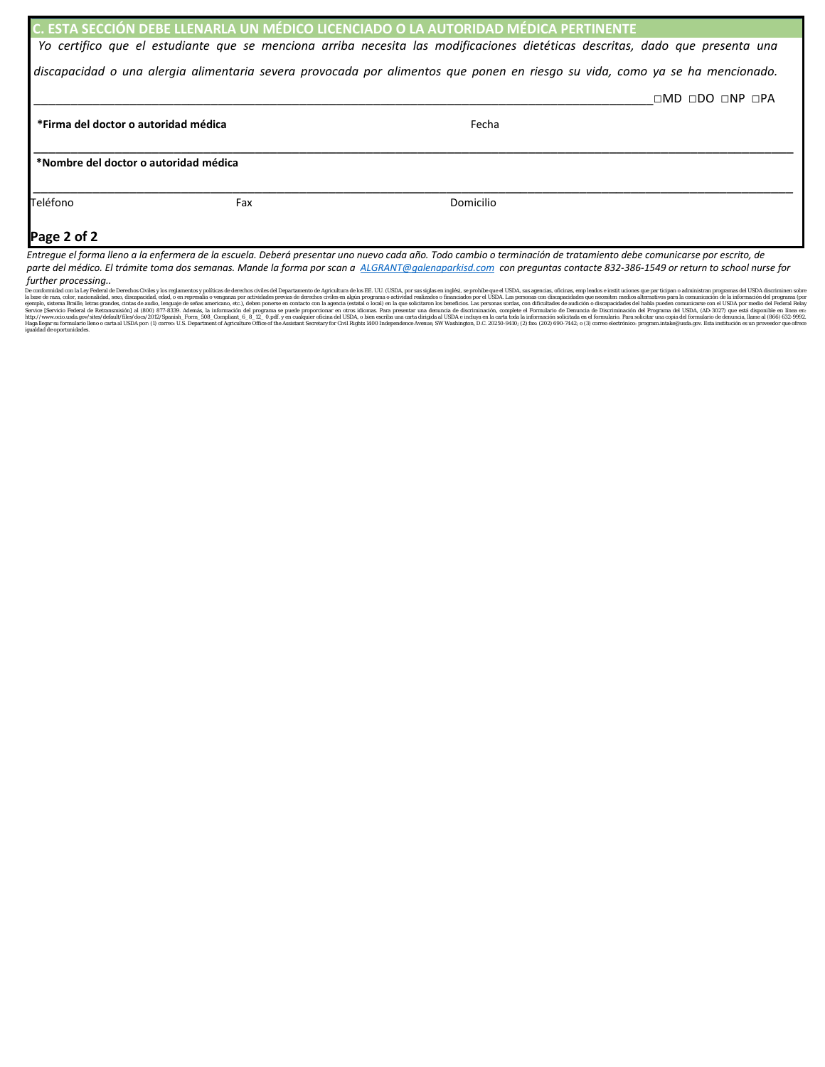## C. ESTA SECCIÓN DEBE LLENARLA UN MÉDICO LICENCIADO O LA AUTORIDAD MÉDICA PERTINENTE

*Yo certifico que el estudiante que se menciona arriba necesita las modificaciones dietéticas descritas, dado que presenta una discapacidad o una alergia alimentaria severa provocada por alimentos que ponen en riesgo su vida, como ya se ha mencionado.*

\_\_\_\_\_\_\_\_\_\_\_\_\_\_\_\_\_\_\_\_\_\_\_\_\_\_\_\_\_\_\_\_\_\_\_\_\_\_\_\_\_\_\_\_\_\_\_\_\_\_\_\_\_\_\_\_\_\_\_\_\_\_\_\_\_\_\_\_\_\_\_\_\_\_\_\_\_\_ □MD □DO □NP □PA

**\*Firma del doctor o autoridad médica** Fecha

\_\_\_\_\_\_\_\_\_\_\_\_\_\_\_\_\_\_\_\_\_\_\_\_\_\_\_\_\_\_\_\_\_\_\_\_\_\_\_\_\_\_\_\_\_\_\_\_\_\_\_\_\_\_\_\_\_\_\_\_\_\_\_\_\_\_\_\_\_\_\_\_\_\_\_\_\_\_\_\_\_\_\_\_\_\_\_\_\_\_\_\_

**\*Nombre del doctor o autoridad médica**

\_\_\_\_\_\_\_\_\_\_\_\_\_\_\_\_\_\_\_\_\_\_\_\_\_\_\_\_\_\_\_\_\_\_\_\_\_\_\_\_\_\_\_\_\_\_\_\_\_\_\_\_\_\_\_\_\_\_\_\_\_\_\_\_\_\_\_\_\_\_\_\_\_\_\_\_\_\_\_\_\_\_\_\_\_\_\_\_\_\_\_\_

Teléfono Fax Domicilio

**Page 2 of 2**

*Entregue el forma lleno a la enfermera de la escuela. Deberá presentar uno nuevo cada año. Todo cambio o terminación de tratamiento debe comunicarse por escrito, de parte del médico. El trámite toma dos semanas. Mande la forma por scan a [ALGRANT@galenaparkisd.com](mailto:ALGRANT@galenaparkisd.com) con preguntas contacte 832-386-1549 or return to school nurse for further processing..*

De conformidad con la Ley Federal de Derechos Civiles y los reglamentos y políticas de derechos civiles del Departamento de Agricultura de los EE. UU. (USDA, por sus siglas en inglés), se prohíbe que el USDA, sus agencias, oficinas, empleados e instituciones que participan o administran programas del USDA discriminen sobre la base de raza, color, nacionalidad, sexo, discapacidad, edad, o en represalia o venganza por actividades previas de derechos civiles en algún programa o actividad realizados o financiados por el USDA. Las personas con discapacidades que necesiten medios alternativos para la comunicación de la información del programa (por ejemplo, sistema Braille, letras grandes, cintas de audio, lenguaje de señas americano, etc.), deben ponerse en contacto con la agencia (estatal o local) en la que solicitaron los beneficios. Las personas sordas, con dificultades de audición o discapacidades del habla pueden comunicarse con el USDA por medio del Federal Relay Service [Servicio Federal de Retransmisión] al (800) 877-8339. Además, la información del programa se puede proporcionar en otros idiomas. Para presentar una denuncia de discriminación, complete el Formulario de Denuncia de Discriminación del Programa del USDA, (AD-3027) que está disponible en línea en: http://www.ocio.usda.gov/sites/default/files/docs/2012/Spanish_Form_508_Compliant_6_8_12_0.pdf. y en cualquier oficina del USDA, o bien escriba una carta dirigida al USDA e incluya en la carta toda la información solicitada en el formulario. Para solicitar una copia del formulario de denuncia, llame al (866) 632-9992. Haga llegar su formulario lleno o carta al USDA por: (1) correo: U.S. Department of Agriculture Office of the Assistant Secretary for Civil Rights 1400 Independence Avenue, SW Washington, D.C. 20250-9410; (2) fax: (202) 690-7442; o (3) correo electrónico: program.intake@usda.gov. Esta institución es un proveedor que ofrece igualdad de oportunidades.